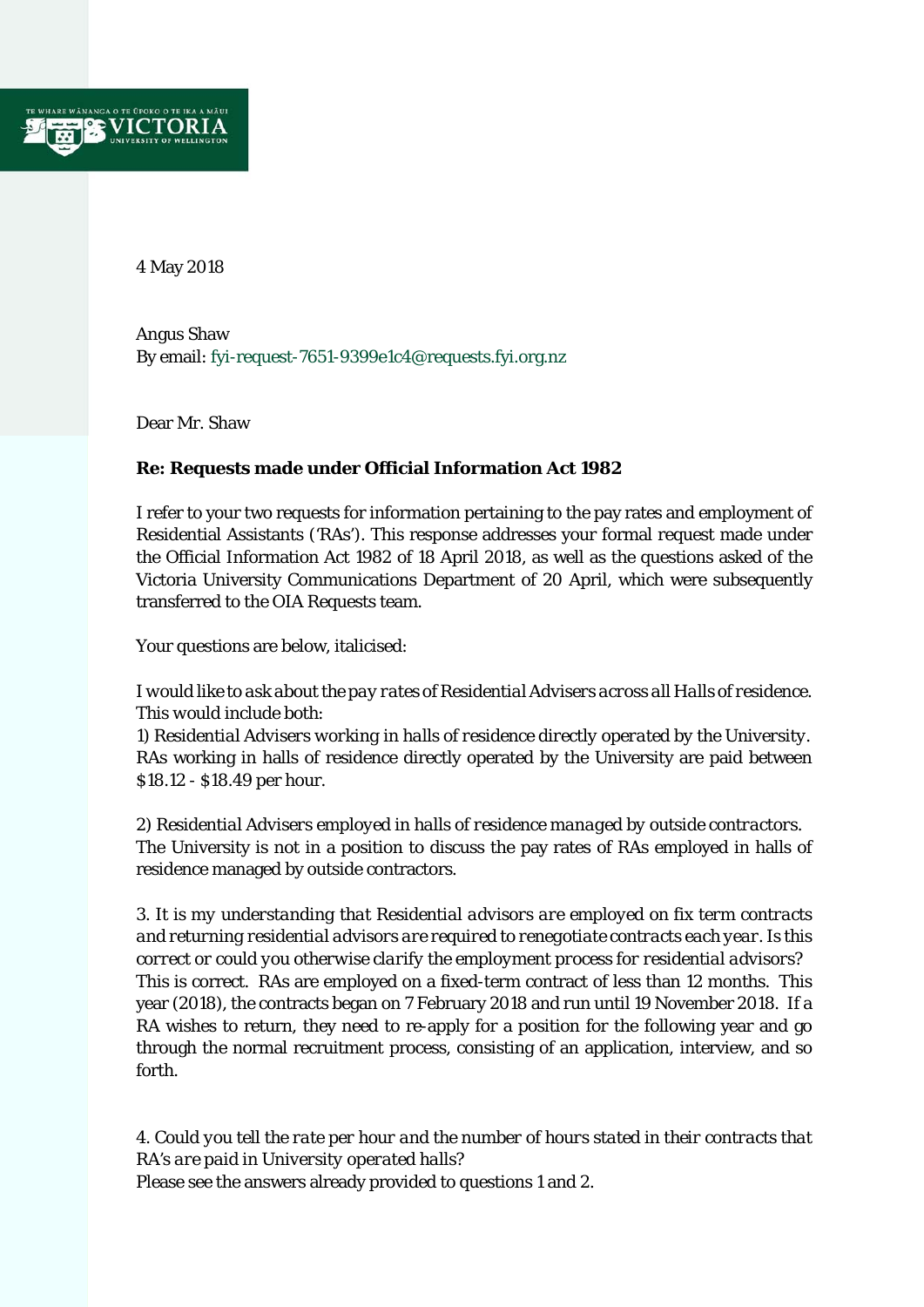TE WHARE WĀNANGA O TE ŪPOKO O TE IKA A MĀUI
VICTORIA
UNIVERSITY OF WELLINGTON

4 May 2018

Angus Shaw
By email: fyi-request-7651-9399e1c4@requests.fyi.org.nz

Dear Mr. Shaw

**Re: Requests made under Official Information Act 1982**

I refer to your two requests for information pertaining to the pay rates and employment of Residential Assistants ('RAs'). This response addresses your formal request made under the Official Information Act 1982 of 18 April 2018, as well as the questions asked of the Victoria University Communications Department of 20 April, which were subsequently transferred to the OIA Requests team.

Your questions are below, italicised:

*I would like to ask about the pay rates of Residential Advisers across all Halls of residence. This would include both:*
*1) Residential Advisers working in halls of residence directly operated by the University.*
RAs working in halls of residence directly operated by the University are paid between $18.12 - $18.49 per hour.

*2) Residential Advisers employed in halls of residence managed by outside contractors.*
The University is not in a position to discuss the pay rates of RAs employed in halls of residence managed by outside contractors.

*3. It is my understanding that Residential advisors are employed on fix term contracts and returning residential advisors are required to renegotiate contracts each year. Is this correct or could you otherwise clarify the employment process for residential advisors?*
This is correct. RAs are employed on a fixed-term contract of less than 12 months. This year (2018), the contracts began on 7 February 2018 and run until 19 November 2018. If a RA wishes to return, they need to re-apply for a position for the following year and go through the normal recruitment process, consisting of an application, interview, and so forth.

*4. Could you tell the rate per hour and the number of hours stated in their contracts that RA's are paid in University operated halls?*
Please see the answers already provided to questions 1 and 2.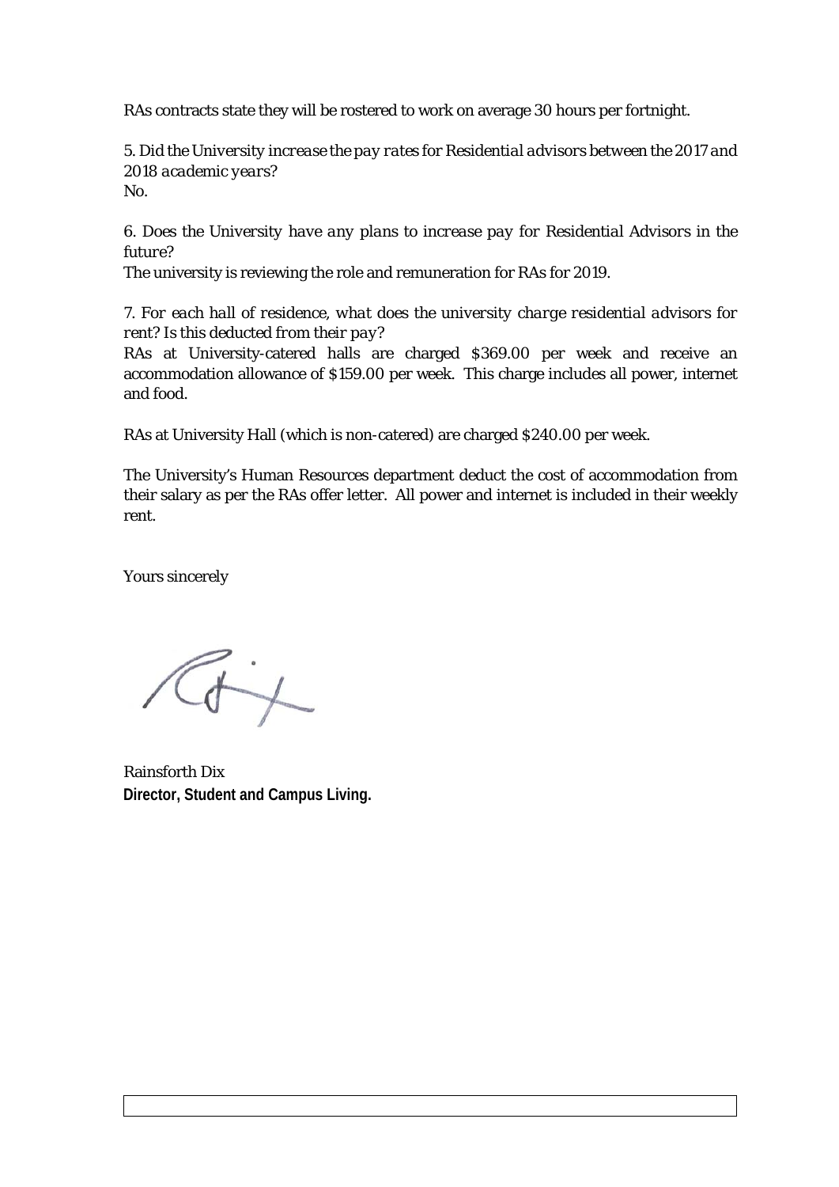RAs contracts state they will be rostered to work on average 30 hours per fortnight.

*5. Did the University increase the pay rates for Residential advisors between the 2017 and 2018 academic years?*
No.

*6. Does the University have any plans to increase pay for Residential Advisors in the future?*
The university is reviewing the role and remuneration for RAs for 2019.

*7. For each hall of residence, what does the university charge residential advisors for rent? Is this deducted from their pay?*
RAs at University-catered halls are charged $369.00 per week and receive an accommodation allowance of $159.00 per week. This charge includes all power, internet and food.

RAs at University Hall (which is non-catered) are charged $240.00 per week.

The University's Human Resources department deduct the cost of accommodation from their salary as per the RAs offer letter. All power and internet is included in their weekly rent.

Yours sincerely

Rainsforth Dix
**Director, Student and Campus Living.**